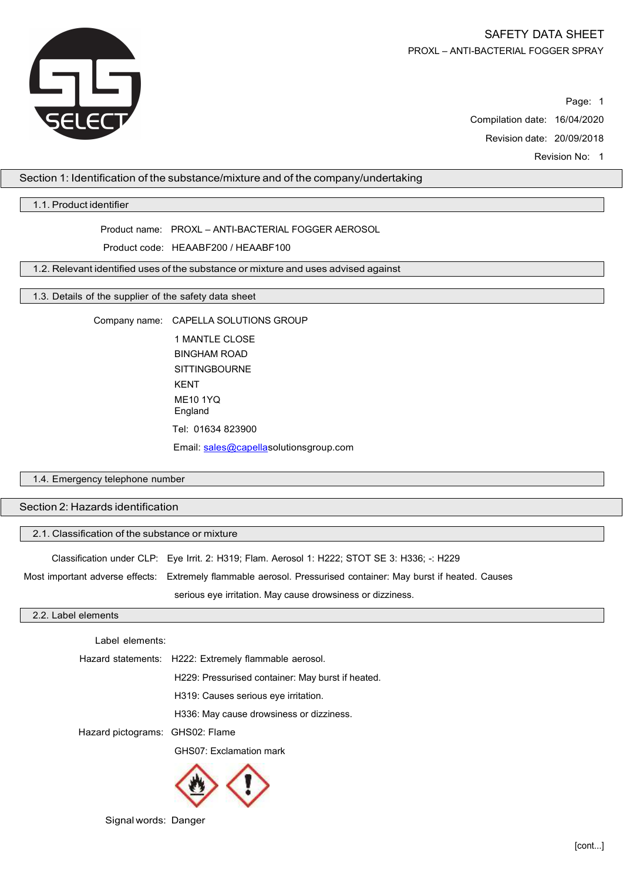# SAFETY DATA SHEET

PROXL – ANTI-BACTERIAL FOGGER SPRAY

Compilation date: 16/04/2020

Revision date: 20/09/2018

Revision No: 1

## Section 1: Identification of the substance/mixture and of the company/undertaking

### 1.1. Product identifier

Product name: PROXL – ANTI-BACTERIAL FOGGER AEROSOL

Product code: HEAABF200 / HEAABF100

### 1.2. Relevant identified uses of the substance or mixture and uses advised against

### 1.3. Details of the supplier of the safety data sheet

Company name: CAPELLA SOLUTIONS GROUP

1 MANTLE CLOSE
BINGHAM ROAD
SITTINGBOURNE
KENT
ME10 1YQ
England

Tel: 01634 823900

Email: sales@capellasolutionsgroup.com

### 1.4. Emergency telephone number

## Section 2: Hazards identification

### 2.1. Classification of the substance or mixture

Classification under CLP: Eye Irrit. 2: H319; Flam. Aerosol 1: H222; STOT SE 3: H336; -: H229

Most important adverse effects: Extremely flammable aerosol. Pressurised container: May burst if heated. Causes serious eye irritation. May cause drowsiness or dizziness.

### 2.2. Label elements

Label elements:

Hazard statements:
- H222: Extremely flammable aerosol.
- H229: Pressurised container: May burst if heated.
- H319: Causes serious eye irritation.
- H336: May cause drowsiness or dizziness.

Hazard pictograms:
- GHS02: Flame
- GHS07: Exclamation mark

Signal words: Danger

[cont...]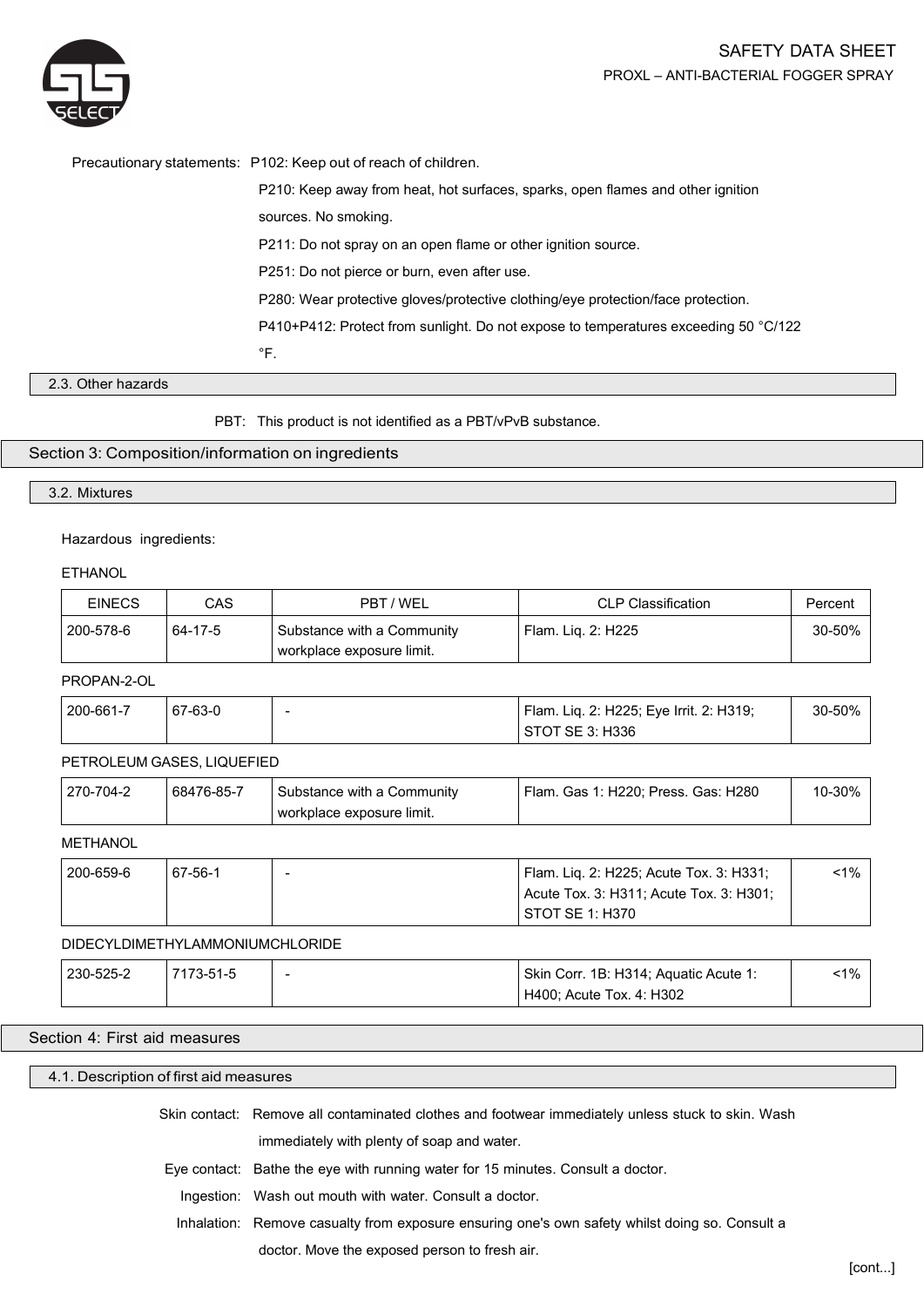Precautionary statements: P102: Keep out of reach of children.

P210: Keep away from heat, hot surfaces, sparks, open flames and other ignition sources. No smoking.

P211: Do not spray on an open flame or other ignition source.

P251: Do not pierce or burn, even after use.

P280: Wear protective gloves/protective clothing/eye protection/face protection.

P410+P412: Protect from sunlight. Do not expose to temperatures exceeding 50 °C/122 °F.

### 2.3. Other hazards

PBT: This product is not identified as a PBT/vPvB substance.

## Section 3: Composition/information on ingredients

### 3.2. Mixtures

Hazardous ingredients:

ETHANOL

| EINECS | CAS | PBT / WEL | CLP Classification | Percent |
|---|---|---|---|---|
| 200-578-6 | 64-17-5 | Substance with a Community workplace exposure limit. | Flam. Liq. 2: H225 | 30-50% |

PROPAN-2-OL

| EINECS | CAS | PBT / WEL | CLP Classification | Percent |
|---|---|---|---|---|
| 200-661-7 | 67-63-0 | - | Flam. Liq. 2: H225; Eye Irrit. 2: H319; STOT SE 3: H336 | 30-50% |

PETROLEUM GASES, LIQUEFIED

| EINECS | CAS | PBT / WEL | CLP Classification | Percent |
|---|---|---|---|---|
| 270-704-2 | 68476-85-7 | Substance with a Community workplace exposure limit. | Flam. Gas 1: H220; Press. Gas: H280 | 10-30% |

METHANOL

| EINECS | CAS | PBT / WEL | CLP Classification | Percent |
|---|---|---|---|---|
| 200-659-6 | 67-56-1 | - | Flam. Liq. 2: H225; Acute Tox. 3: H331; Acute Tox. 3: H311; Acute Tox. 3: H301; STOT SE 1: H370 | <1% |

DIDECYLDIMETHYLAMMONIUMCHLORIDE

| EINECS | CAS | PBT / WEL | CLP Classification | Percent |
|---|---|---|---|---|
| 230-525-2 | 7173-51-5 | - | Skin Corr. 1B: H314; Aquatic Acute 1: H400; Acute Tox. 4: H302 | <1% |

## Section 4: First aid measures

### 4.1. Description of first aid measures

Skin contact: Remove all contaminated clothes and footwear immediately unless stuck to skin. Wash immediately with plenty of soap and water.

Eye contact: Bathe the eye with running water for 15 minutes. Consult a doctor.

Ingestion: Wash out mouth with water. Consult a doctor.

Inhalation: Remove casualty from exposure ensuring one's own safety whilst doing so. Consult a doctor. Move the exposed person to fresh air.

[cont...]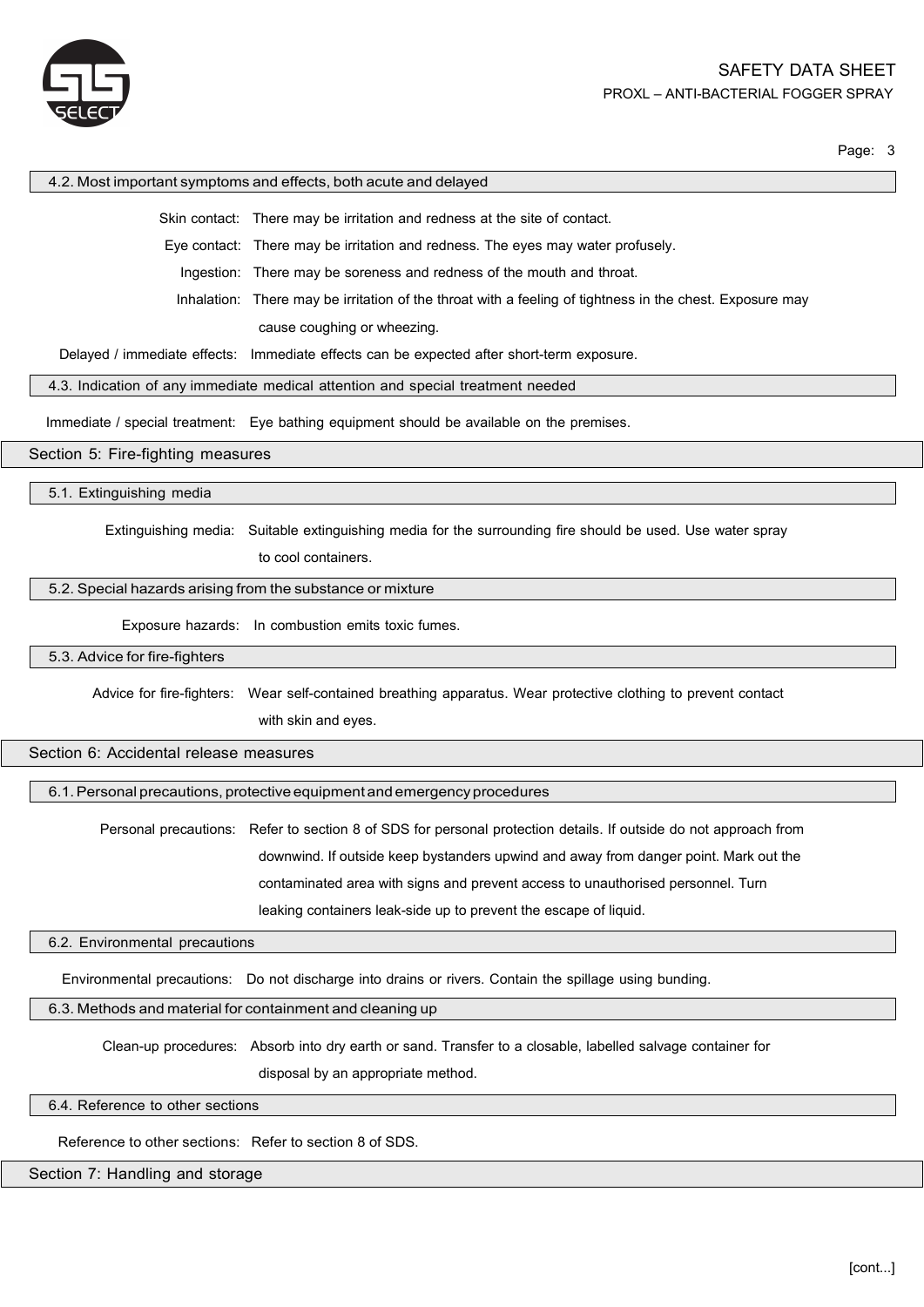### 4.2. Most important symptoms and effects, both acute and delayed

Skin contact: There may be irritation and redness at the site of contact.

Eye contact: There may be irritation and redness. The eyes may water profusely.

Ingestion: There may be soreness and redness of the mouth and throat.

Inhalation: There may be irritation of the throat with a feeling of tightness in the chest. Exposure may cause coughing or wheezing.

Delayed / immediate effects: Immediate effects can be expected after short-term exposure.

### 4.3. Indication of any immediate medical attention and special treatment needed

Immediate / special treatment: Eye bathing equipment should be available on the premises.

## Section 5: Fire-fighting measures

### 5.1. Extinguishing media

Extinguishing media: Suitable extinguishing media for the surrounding fire should be used. Use water spray to cool containers.

### 5.2. Special hazards arising from the substance or mixture

Exposure hazards: In combustion emits toxic fumes.

### 5.3. Advice for fire-fighters

Advice for fire-fighters: Wear self-contained breathing apparatus. Wear protective clothing to prevent contact with skin and eyes.

## Section 6: Accidental release measures

### 6.1. Personal precautions, protective equipment and emergency procedures

Personal precautions: Refer to section 8 of SDS for personal protection details. If outside do not approach from downwind. If outside keep bystanders upwind and away from danger point. Mark out the contaminated area with signs and prevent access to unauthorised personnel. Turn leaking containers leak-side up to prevent the escape of liquid.

### 6.2. Environmental precautions

Environmental precautions: Do not discharge into drains or rivers. Contain the spillage using bunding.

### 6.3. Methods and material for containment and cleaning up

Clean-up procedures: Absorb into dry earth or sand. Transfer to a closable, labelled salvage container for disposal by an appropriate method.

### 6.4. Reference to other sections

Reference to other sections: Refer to section 8 of SDS.

## Section 7: Handling and storage

[cont...]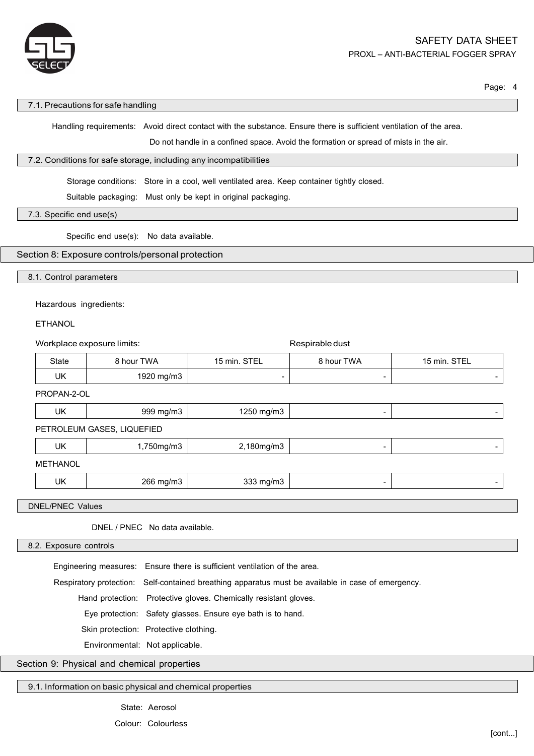### 7.1. Precautions for safe handling

Handling requirements: Avoid direct contact with the substance. Ensure there is sufficient ventilation of the area. Do not handle in a confined space. Avoid the formation or spread of mists in the air.

### 7.2. Conditions for safe storage, including any incompatibilities

Storage conditions: Store in a cool, well ventilated area. Keep container tightly closed.

Suitable packaging: Must only be kept in original packaging.

### 7.3. Specific end use(s)

Specific end use(s): No data available.

## Section 8: Exposure controls/personal protection

### 8.1. Control parameters

Hazardous ingredients:

| | Workplace exposure limits: | | Respirable dust | |
|---|---|---|---|---|
| State | 8 hour TWA | 15 min. STEL | 8 hour TWA | 15 min. STEL |
| **ETHANOL** | | | | |
| UK | 1920 mg/m3 | - | - | - |
| **PROPAN-2-OL** | | | | |
| UK | 999 mg/m3 | 1250 mg/m3 | - | - |
| **PETROLEUM GASES, LIQUEFIED** | | | | |
| UK | 1,750mg/m3 | 2,180mg/m3 | - | - |
| **METHANOL** | | | | |
| UK | 266 mg/m3 | 333 mg/m3 | - | - |

### DNEL/PNEC Values

DNEL / PNEC No data available.

### 8.2. Exposure controls

Engineering measures: Ensure there is sufficient ventilation of the area.

Respiratory protection: Self-contained breathing apparatus must be available in case of emergency.

Hand protection: Protective gloves. Chemically resistant gloves.

Eye protection: Safety glasses. Ensure eye bath is to hand.

Skin protection: Protective clothing.

Environmental: Not applicable.

## Section 9: Physical and chemical properties

### 9.1. Information on basic physical and chemical properties

State: Aerosol

Colour: Colourless

[cont...]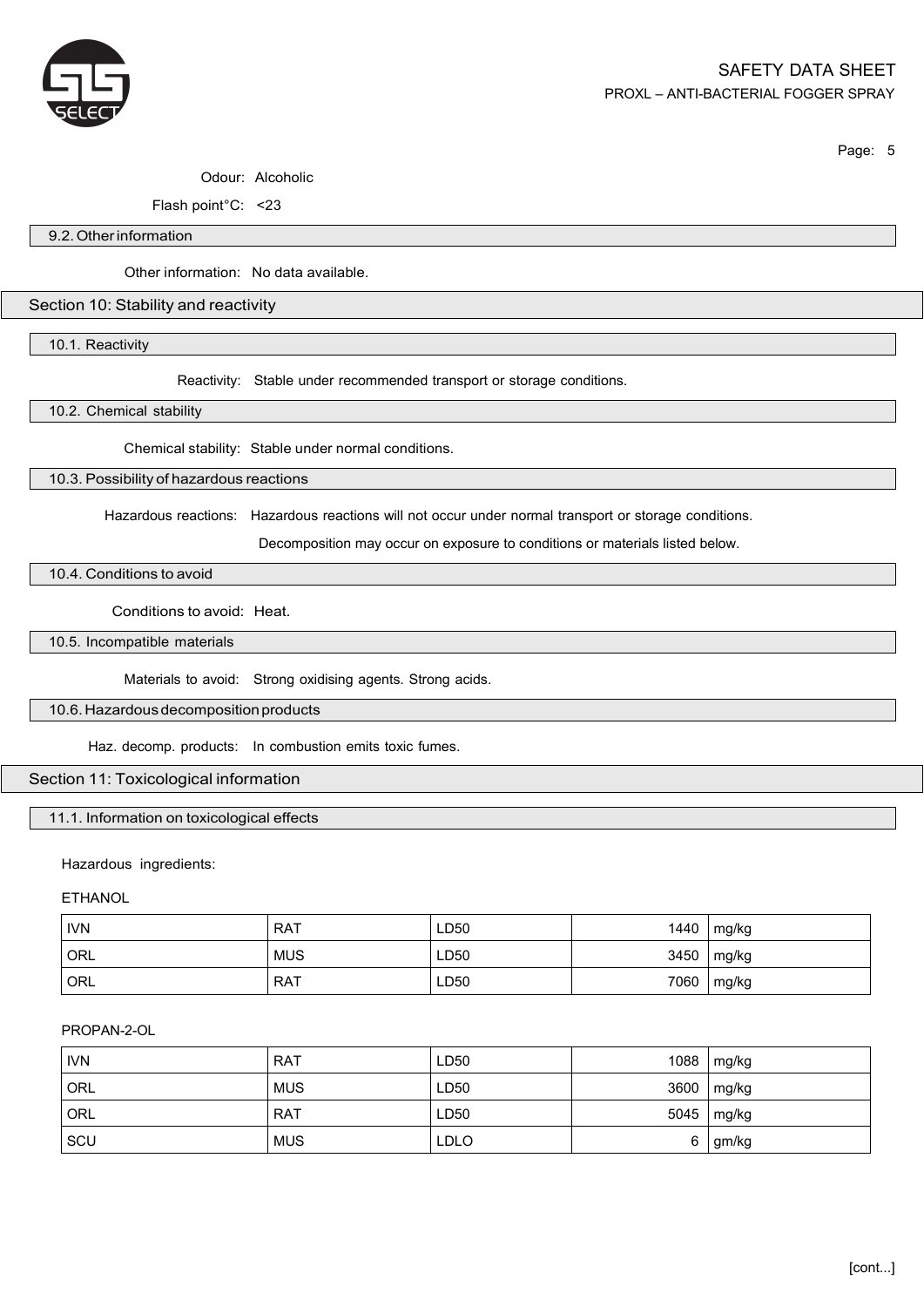Odour: Alcoholic

Flash point°C: <23

### 9.2. Other information

Other information: No data available.

## Section 10: Stability and reactivity

### 10.1. Reactivity

Reactivity: Stable under recommended transport or storage conditions.

### 10.2. Chemical stability

Chemical stability: Stable under normal conditions.

### 10.3. Possibility of hazardous reactions

Hazardous reactions: Hazardous reactions will not occur under normal transport or storage conditions.

Decomposition may occur on exposure to conditions or materials listed below.

### 10.4. Conditions to avoid

Conditions to avoid: Heat.

### 10.5. Incompatible materials

Materials to avoid: Strong oxidising agents. Strong acids.

### 10.6. Hazardous decomposition products

Haz. decomp. products: In combustion emits toxic fumes.

## Section 11: Toxicological information

### 11.1. Information on toxicological effects

Hazardous ingredients:

ETHANOL

| | | | | |
|---|---|---|---|---|
| IVN | RAT | LD50 | 1440 | mg/kg |
| ORL | MUS | LD50 | 3450 | mg/kg |
| ORL | RAT | LD50 | 7060 | mg/kg |

PROPAN-2-OL

| | | | | |
|---|---|---|---|---|
| IVN | RAT | LD50 | 1088 | mg/kg |
| ORL | MUS | LD50 | 3600 | mg/kg |
| ORL | RAT | LD50 | 5045 | mg/kg |
| SCU | MUS | LDLO | 6 | gm/kg |

[cont...]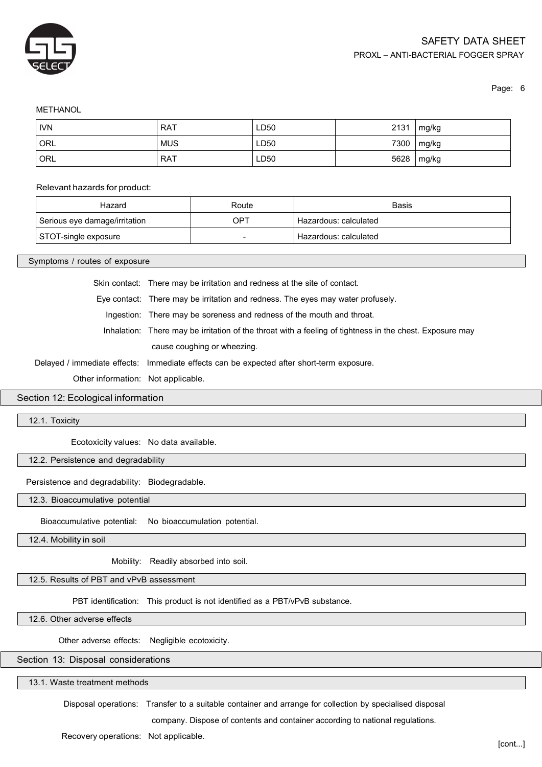METHANOL

| IVN | RAT | LD50 | 2131 | mg/kg |
|---|---|---|---|---|
| ORL | MUS | LD50 | 7300 | mg/kg |
| ORL | RAT | LD50 | 5628 | mg/kg |

Relevant hazards for product:

| Hazard | Route | Basis |
|---|---|---|
| Serious eye damage/irritation | OPT | Hazardous: calculated |
| STOT-single exposure | - | Hazardous: calculated |

### Symptoms / routes of exposure

Skin contact: There may be irritation and redness at the site of contact.

Eye contact: There may be irritation and redness. The eyes may water profusely.

Ingestion: There may be soreness and redness of the mouth and throat.

Inhalation: There may be irritation of the throat with a feeling of tightness in the chest. Exposure may cause coughing or wheezing.

Delayed / immediate effects: Immediate effects can be expected after short-term exposure.

Other information: Not applicable.

## Section 12: Ecological information

### 12.1. Toxicity

Ecotoxicity values: No data available.

### 12.2. Persistence and degradability

Persistence and degradability: Biodegradable.

### 12.3. Bioaccumulative potential

Bioaccumulative potential: No bioaccumulation potential.

### 12.4. Mobility in soil

Mobility: Readily absorbed into soil.

### 12.5. Results of PBT and vPvB assessment

PBT identification: This product is not identified as a PBT/vPvB substance.

### 12.6. Other adverse effects

Other adverse effects: Negligible ecotoxicity.

## Section 13: Disposal considerations

### 13.1. Waste treatment methods

Disposal operations: Transfer to a suitable container and arrange for collection by specialised disposal company. Dispose of contents and container according to national regulations.

Recovery operations: Not applicable.

[cont...]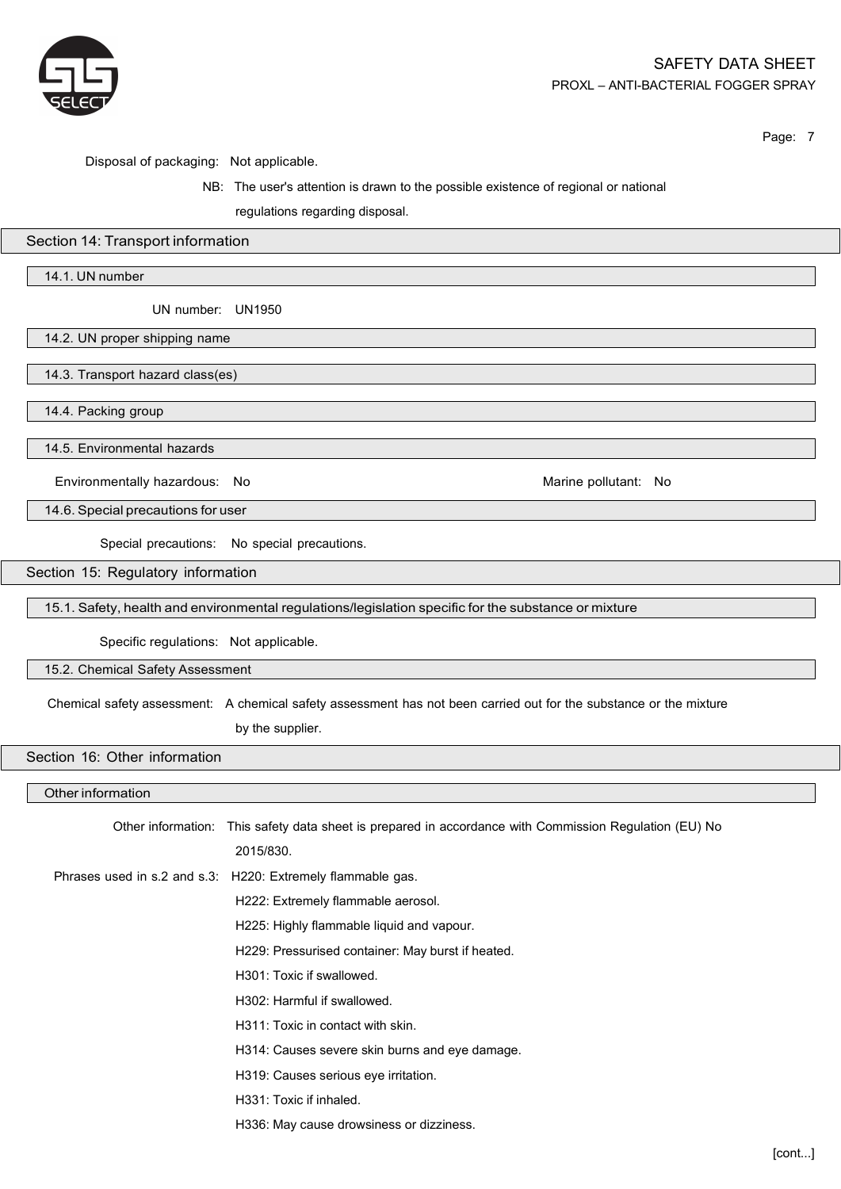Disposal of packaging: Not applicable.

NB: The user's attention is drawn to the possible existence of regional or national regulations regarding disposal.

## Section 14: Transport information

### 14.1. UN number

UN number: UN1950

### 14.2. UN proper shipping name

### 14.3. Transport hazard class(es)

### 14.4. Packing group

### 14.5. Environmental hazards

Environmentally hazardous: No

Marine pollutant: No

### 14.6. Special precautions for user

Special precautions: No special precautions.

## Section 15: Regulatory information

### 15.1. Safety, health and environmental regulations/legislation specific for the substance or mixture

Specific regulations: Not applicable.

### 15.2. Chemical Safety Assessment

Chemical safety assessment: A chemical safety assessment has not been carried out for the substance or the mixture by the supplier.

## Section 16: Other information

### Other information

Other information: This safety data sheet is prepared in accordance with Commission Regulation (EU) No 2015/830.

Phrases used in s.2 and s.3: H220: Extremely flammable gas.

H222: Extremely flammable aerosol.

H225: Highly flammable liquid and vapour.

H229: Pressurised container: May burst if heated.

H301: Toxic if swallowed.

H302: Harmful if swallowed.

H311: Toxic in contact with skin.

H314: Causes severe skin burns and eye damage.

H319: Causes serious eye irritation.

H331: Toxic if inhaled.

H336: May cause drowsiness or dizziness.

[cont...]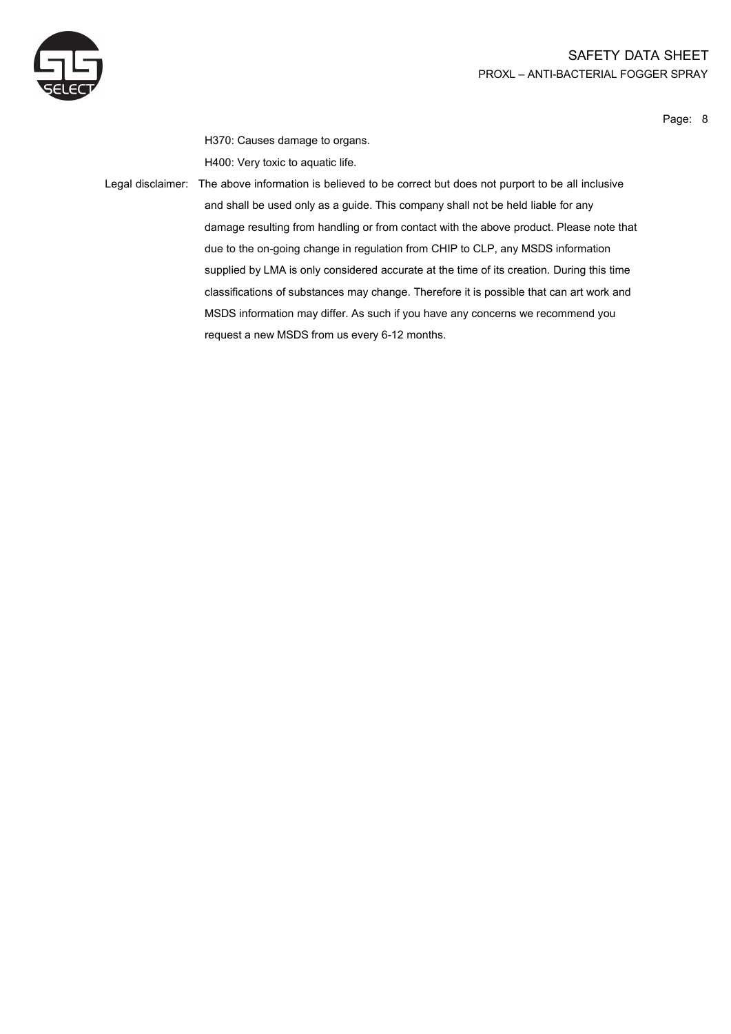H370: Causes damage to organs.

H400: Very toxic to aquatic life.

Legal disclaimer: The above information is believed to be correct but does not purport to be all inclusive and shall be used only as a guide. This company shall not be held liable for any damage resulting from handling or from contact with the above product. Please note that due to the on-going change in regulation from CHIP to CLP, any MSDS information supplied by LMA is only considered accurate at the time of its creation. During this time classifications of substances may change. Therefore it is possible that can art work and MSDS information may differ. As such if you have any concerns we recommend you request a new MSDS from us every 6-12 months.